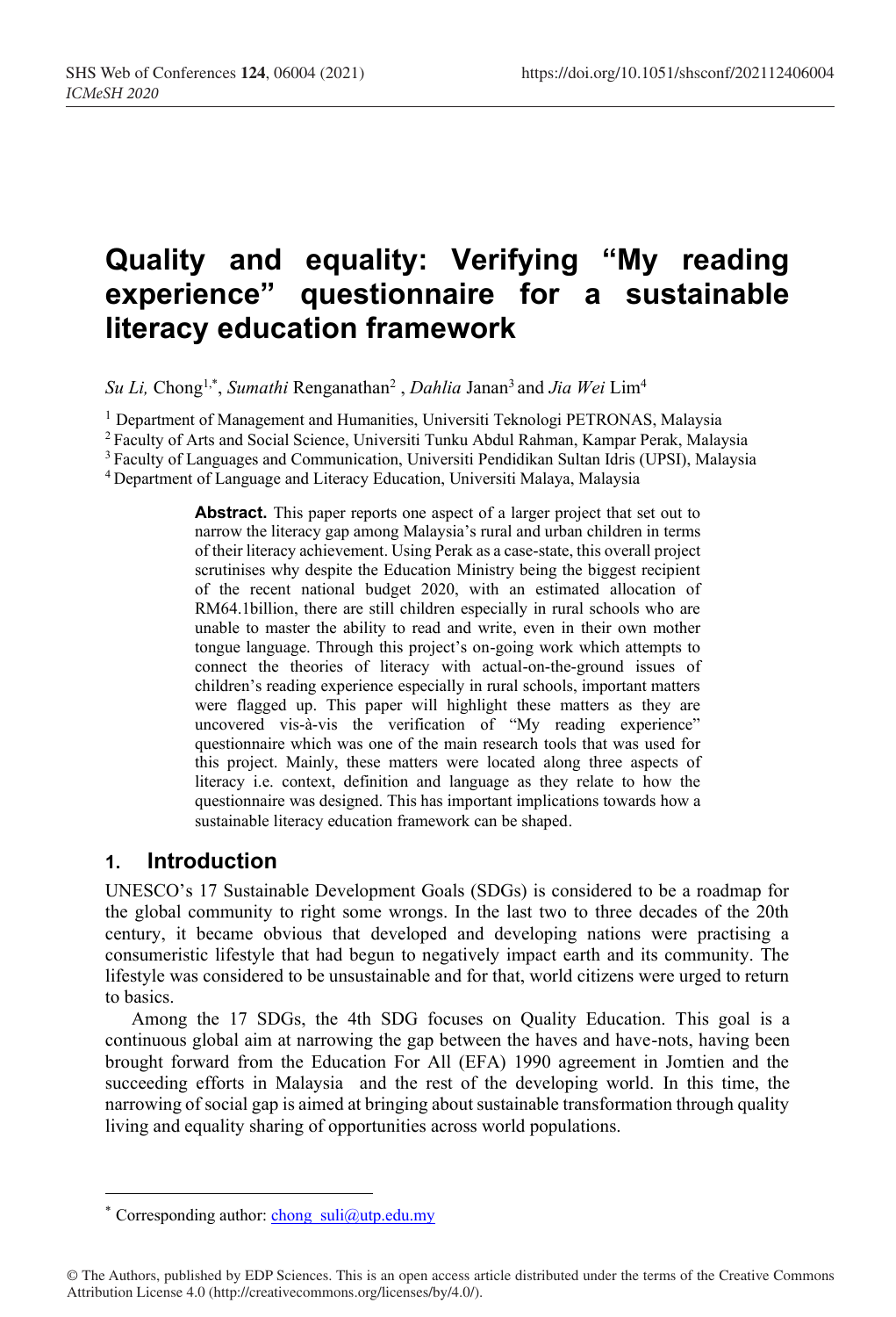# Quality and equality: Verifying "My reading experience" questionnaire for a sustainable literacy education framework

*Su Li,* Chong[1,*], *Sumathi* Renganathan[2] , *Dahlia* Janan[3] and *Jia Wei* Lim[4]

[1] Department of Management and Humanities, Universiti Teknologi PETRONAS, Malaysia

[2] Faculty of Arts and Social Science, Universiti Tunku Abdul Rahman, Kampar Perak, Malaysia

[3] Faculty of Languages and Communication, Universiti Pendidikan Sultan Idris (UPSI), Malaysia

[4] Department of Language and Literacy Education, Universiti Malaya, Malaysia

**Abstract.** This paper reports one aspect of a larger project that set out to narrow the literacy gap among Malaysia's rural and urban children in terms of their literacy achievement. Using Perak as a case-state, this overall project scrutinises why despite the Education Ministry being the biggest recipient of the recent national budget 2020, with an estimated allocation of RM64.1billion, there are still children especially in rural schools who are unable to master the ability to read and write, even in their own mother tongue language. Through this project's on-going work which attempts to connect the theories of literacy with actual-on-the-ground issues of children's reading experience especially in rural schools, important matters were flagged up. This paper will highlight these matters as they are uncovered vis-à-vis the verification of "My reading experience" questionnaire which was one of the main research tools that was used for this project. Mainly, these matters were located along three aspects of literacy i.e. context, definition and language as they relate to how the questionnaire was designed. This has important implications towards how a sustainable literacy education framework can be shaped.

## 1. Introduction

UNESCO's 17 Sustainable Development Goals (SDGs) is considered to be a roadmap for the global community to right some wrongs. In the last two to three decades of the 20th century, it became obvious that developed and developing nations were practising a consumeristic lifestyle that had begun to negatively impact earth and its community. The lifestyle was considered to be unsustainable and for that, world citizens were urged to return to basics.

Among the 17 SDGs, the 4th SDG focuses on Quality Education. This goal is a continuous global aim at narrowing the gap between the haves and have-nots, having been brought forward from the Education For All (EFA) 1990 agreement in Jomtien and the succeeding efforts in Malaysia and the rest of the developing world. In this time, the narrowing of social gap is aimed at bringing about sustainable transformation through quality living and equality sharing of opportunities across world populations.

---

* Corresponding author: chong_suli@utp.edu.my

© The Authors, published by EDP Sciences. This is an open access article distributed under the terms of the Creative Commons Attribution License 4.0 (http://creativecommons.org/licenses/by/4.0/).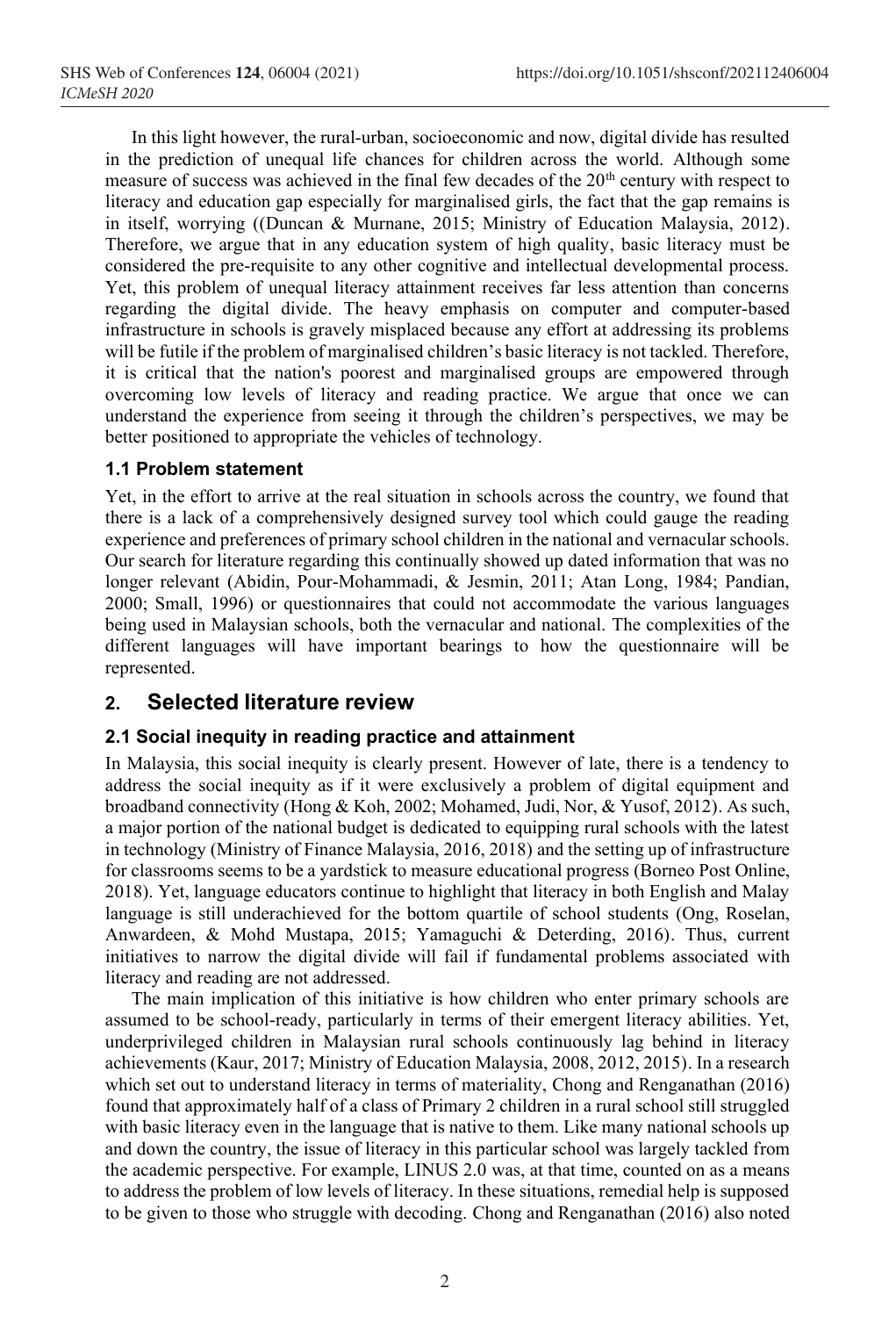In this light however, the rural-urban, socioeconomic and now, digital divide has resulted in the prediction of unequal life chances for children across the world. Although some measure of success was achieved in the final few decades of the 20th century with respect to literacy and education gap especially for marginalised girls, the fact that the gap remains is in itself, worrying ((Duncan & Murnane, 2015; Ministry of Education Malaysia, 2012). Therefore, we argue that in any education system of high quality, basic literacy must be considered the pre-requisite to any other cognitive and intellectual developmental process. Yet, this problem of unequal literacy attainment receives far less attention than concerns regarding the digital divide. The heavy emphasis on computer and computer-based infrastructure in schools is gravely misplaced because any effort at addressing its problems will be futile if the problem of marginalised children's basic literacy is not tackled. Therefore, it is critical that the nation's poorest and marginalised groups are empowered through overcoming low levels of literacy and reading practice. We argue that once we can understand the experience from seeing it through the children's perspectives, we may be better positioned to appropriate the vehicles of technology.

### 1.1 Problem statement

Yet, in the effort to arrive at the real situation in schools across the country, we found that there is a lack of a comprehensively designed survey tool which could gauge the reading experience and preferences of primary school children in the national and vernacular schools. Our search for literature regarding this continually showed up dated information that was no longer relevant (Abidin, Pour-Mohammadi, & Jesmin, 2011; Atan Long, 1984; Pandian, 2000; Small, 1996) or questionnaires that could not accommodate the various languages being used in Malaysian schools, both the vernacular and national. The complexities of the different languages will have important bearings to how the questionnaire will be represented.

## 2. Selected literature review

### 2.1 Social inequity in reading practice and attainment

In Malaysia, this social inequity is clearly present. However of late, there is a tendency to address the social inequity as if it were exclusively a problem of digital equipment and broadband connectivity (Hong & Koh, 2002; Mohamed, Judi, Nor, & Yusof, 2012). As such, a major portion of the national budget is dedicated to equipping rural schools with the latest in technology (Ministry of Finance Malaysia, 2016, 2018) and the setting up of infrastructure for classrooms seems to be a yardstick to measure educational progress (Borneo Post Online, 2018). Yet, language educators continue to highlight that literacy in both English and Malay language is still underachieved for the bottom quartile of school students (Ong, Roselan, Anwardeen, & Mohd Mustapa, 2015; Yamaguchi & Deterding, 2016). Thus, current initiatives to narrow the digital divide will fail if fundamental problems associated with literacy and reading are not addressed.

The main implication of this initiative is how children who enter primary schools are assumed to be school-ready, particularly in terms of their emergent literacy abilities. Yet, underprivileged children in Malaysian rural schools continuously lag behind in literacy achievements (Kaur, 2017; Ministry of Education Malaysia, 2008, 2012, 2015). In a research which set out to understand literacy in terms of materiality, Chong and Renganathan (2016) found that approximately half of a class of Primary 2 children in a rural school still struggled with basic literacy even in the language that is native to them. Like many national schools up and down the country, the issue of literacy in this particular school was largely tackled from the academic perspective. For example, LINUS 2.0 was, at that time, counted on as a means to address the problem of low levels of literacy. In these situations, remedial help is supposed to be given to those who struggle with decoding. Chong and Renganathan (2016) also noted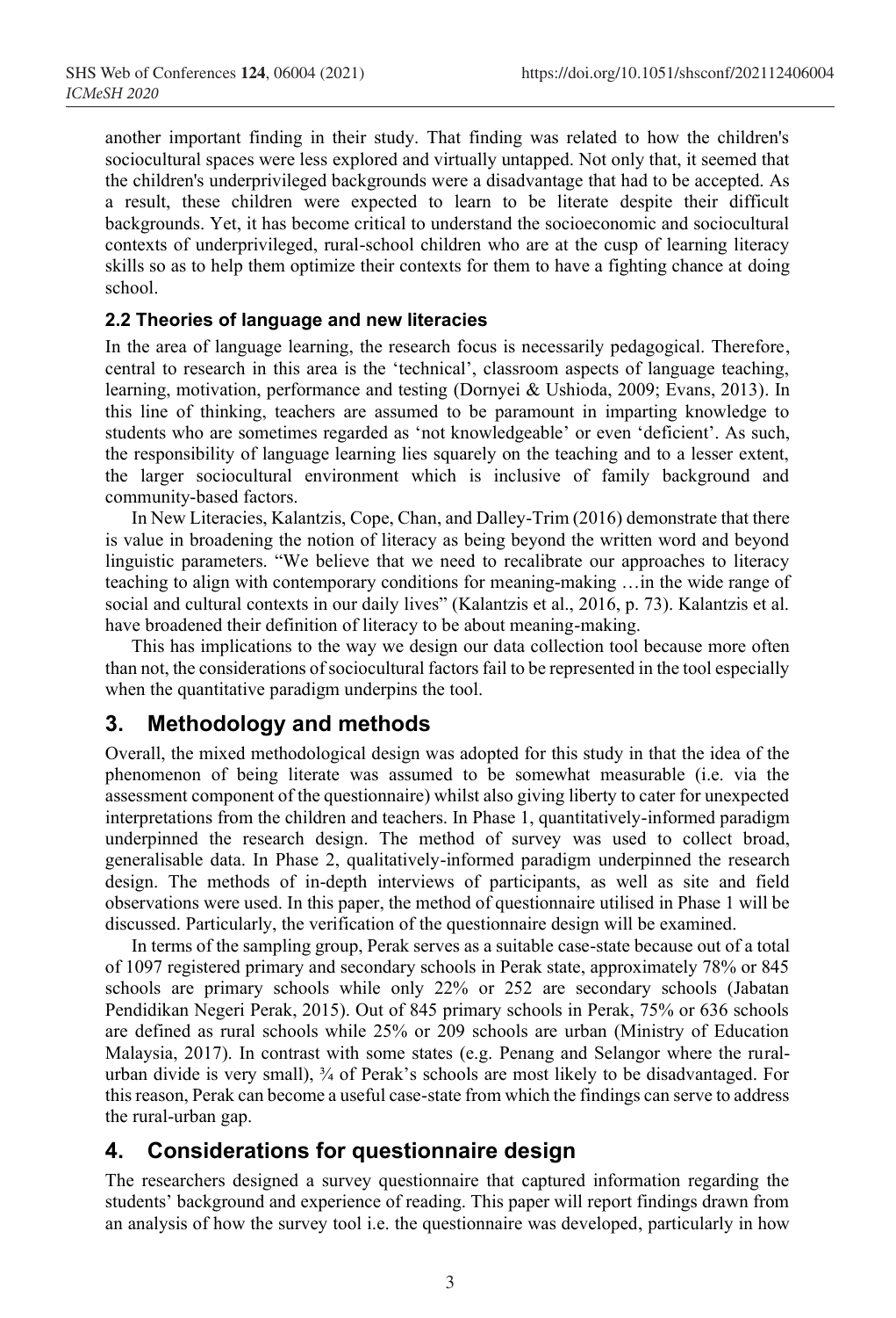another important finding in their study. That finding was related to how the children's sociocultural spaces were less explored and virtually untapped. Not only that, it seemed that the children's underprivileged backgrounds were a disadvantage that had to be accepted. As a result, these children were expected to learn to be literate despite their difficult backgrounds. Yet, it has become critical to understand the socioeconomic and sociocultural contexts of underprivileged, rural-school children who are at the cusp of learning literacy skills so as to help them optimize their contexts for them to have a fighting chance at doing school.

### 2.2 Theories of language and new literacies

In the area of language learning, the research focus is necessarily pedagogical. Therefore, central to research in this area is the 'technical', classroom aspects of language teaching, learning, motivation, performance and testing (Dornyei & Ushioda, 2009; Evans, 2013). In this line of thinking, teachers are assumed to be paramount in imparting knowledge to students who are sometimes regarded as 'not knowledgeable' or even 'deficient'. As such, the responsibility of language learning lies squarely on the teaching and to a lesser extent, the larger sociocultural environment which is inclusive of family background and community-based factors.

In New Literacies, Kalantzis, Cope, Chan, and Dalley-Trim (2016) demonstrate that there is value in broadening the notion of literacy as being beyond the written word and beyond linguistic parameters. "We believe that we need to recalibrate our approaches to literacy teaching to align with contemporary conditions for meaning-making …in the wide range of social and cultural contexts in our daily lives" (Kalantzis et al., 2016, p. 73). Kalantzis et al. have broadened their definition of literacy to be about meaning-making.

This has implications to the way we design our data collection tool because more often than not, the considerations of sociocultural factors fail to be represented in the tool especially when the quantitative paradigm underpins the tool.

## 3. Methodology and methods

Overall, the mixed methodological design was adopted for this study in that the idea of the phenomenon of being literate was assumed to be somewhat measurable (i.e. via the assessment component of the questionnaire) whilst also giving liberty to cater for unexpected interpretations from the children and teachers. In Phase 1, quantitatively-informed paradigm underpinned the research design. The method of survey was used to collect broad, generalisable data. In Phase 2, qualitatively-informed paradigm underpinned the research design. The methods of in-depth interviews of participants, as well as site and field observations were used. In this paper, the method of questionnaire utilised in Phase 1 will be discussed. Particularly, the verification of the questionnaire design will be examined.

In terms of the sampling group, Perak serves as a suitable case-state because out of a total of 1097 registered primary and secondary schools in Perak state, approximately 78% or 845 schools are primary schools while only 22% or 252 are secondary schools (Jabatan Pendidikan Negeri Perak, 2015). Out of 845 primary schools in Perak, 75% or 636 schools are defined as rural schools while 25% or 209 schools are urban (Ministry of Education Malaysia, 2017). In contrast with some states (e.g. Penang and Selangor where the rural-urban divide is very small), ¾ of Perak's schools are most likely to be disadvantaged. For this reason, Perak can become a useful case-state from which the findings can serve to address the rural-urban gap.

## 4. Considerations for questionnaire design

The researchers designed a survey questionnaire that captured information regarding the students' background and experience of reading. This paper will report findings drawn from an analysis of how the survey tool i.e. the questionnaire was developed, particularly in how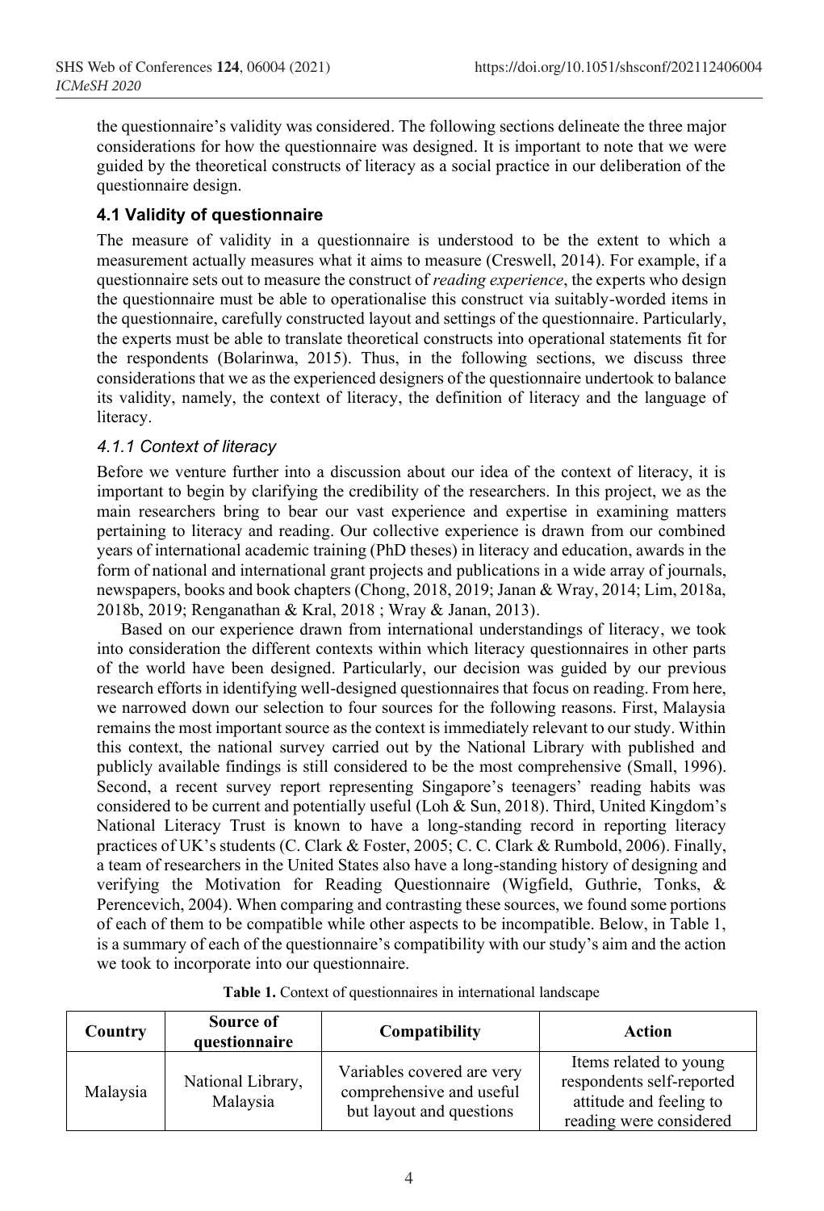the questionnaire's validity was considered. The following sections delineate the three major considerations for how the questionnaire was designed. It is important to note that we were guided by the theoretical constructs of literacy as a social practice in our deliberation of the questionnaire design.

### 4.1 Validity of questionnaire

The measure of validity in a questionnaire is understood to be the extent to which a measurement actually measures what it aims to measure (Creswell, 2014). For example, if a questionnaire sets out to measure the construct of *reading experience*, the experts who design the questionnaire must be able to operationalise this construct via suitably-worded items in the questionnaire, carefully constructed layout and settings of the questionnaire. Particularly, the experts must be able to translate theoretical constructs into operational statements fit for the respondents (Bolarinwa, 2015). Thus, in the following sections, we discuss three considerations that we as the experienced designers of the questionnaire undertook to balance its validity, namely, the context of literacy, the definition of literacy and the language of literacy.

#### *4.1.1 Context of literacy*

Before we venture further into a discussion about our idea of the context of literacy, it is important to begin by clarifying the credibility of the researchers. In this project, we as the main researchers bring to bear our vast experience and expertise in examining matters pertaining to literacy and reading. Our collective experience is drawn from our combined years of international academic training (PhD theses) in literacy and education, awards in the form of national and international grant projects and publications in a wide array of journals, newspapers, books and book chapters (Chong, 2018, 2019; Janan & Wray, 2014; Lim, 2018a, 2018b, 2019; Renganathan & Kral, 2018 ; Wray & Janan, 2013).

Based on our experience drawn from international understandings of literacy, we took into consideration the different contexts within which literacy questionnaires in other parts of the world have been designed. Particularly, our decision was guided by our previous research efforts in identifying well-designed questionnaires that focus on reading. From here, we narrowed down our selection to four sources for the following reasons. First, Malaysia remains the most important source as the context is immediately relevant to our study. Within this context, the national survey carried out by the National Library with published and publicly available findings is still considered to be the most comprehensive (Small, 1996). Second, a recent survey report representing Singapore's teenagers' reading habits was considered to be current and potentially useful (Loh & Sun, 2018). Third, United Kingdom's National Literacy Trust is known to have a long-standing record in reporting literacy practices of UK's students (C. Clark & Foster, 2005; C. C. Clark & Rumbold, 2006). Finally, a team of researchers in the United States also have a long-standing history of designing and verifying the Motivation for Reading Questionnaire (Wigfield, Guthrie, Tonks, & Perencevich, 2004). When comparing and contrasting these sources, we found some portions of each of them to be compatible while other aspects to be incompatible. Below, in Table 1, is a summary of each of the questionnaire's compatibility with our study's aim and the action we took to incorporate into our questionnaire.

**Table 1.** Context of questionnaires in international landscape

| Country | Source of questionnaire | Compatibility | Action |
|---|---|---|---|
| Malaysia | National Library, Malaysia | Variables covered are very comprehensive and useful but layout and questions | Items related to young respondents self-reported attitude and feeling to reading were considered |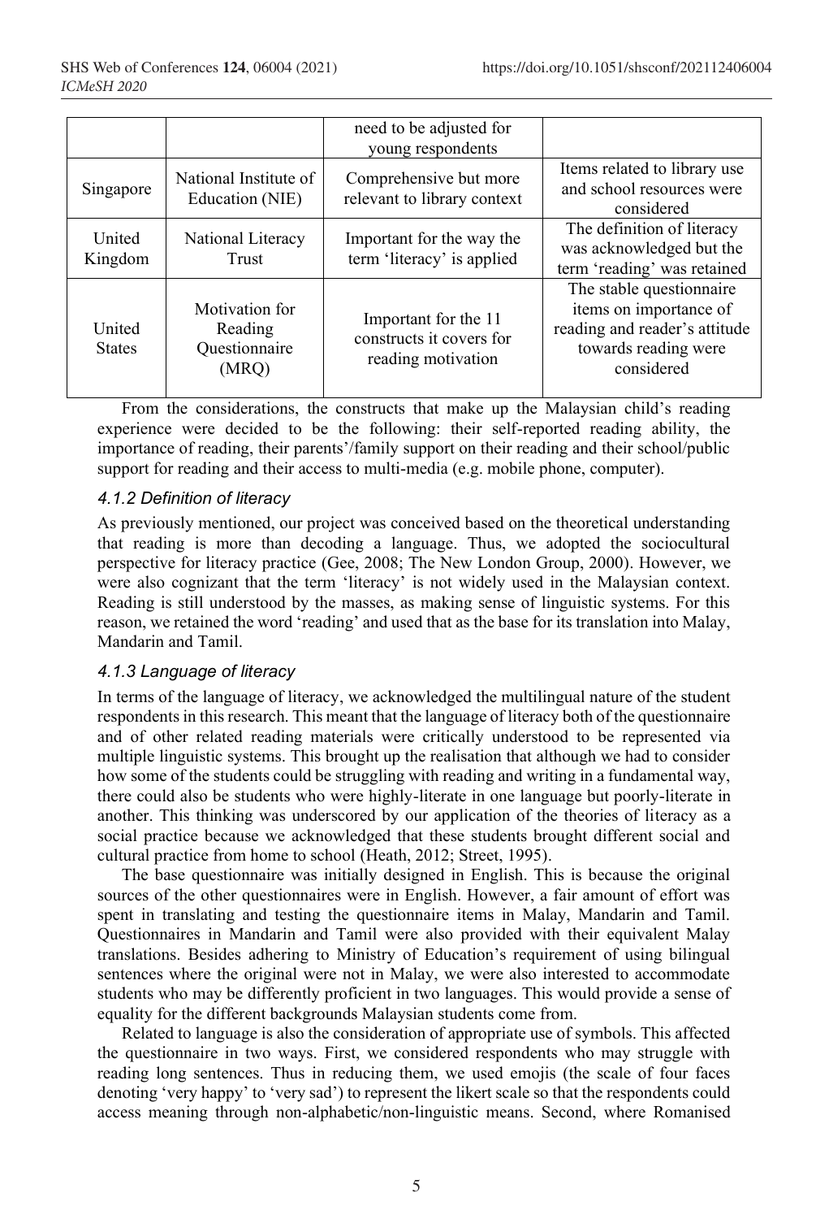|  |  | need to be adjusted for young respondents |  |
|---|---|---|---|
| Singapore | National Institute of Education (NIE) | Comprehensive but more relevant to library context | Items related to library use and school resources were considered |
| United Kingdom | National Literacy Trust | Important for the way the term 'literacy' is applied | The definition of literacy was acknowledged but the term 'reading' was retained |
| United States | Motivation for Reading Questionnaire (MRQ) | Important for the 11 constructs it covers for reading motivation | The stable questionnaire items on importance of reading and reader's attitude towards reading were considered |

From the considerations, the constructs that make up the Malaysian child's reading experience were decided to be the following: their self-reported reading ability, the importance of reading, their parents'/family support on their reading and their school/public support for reading and their access to multi-media (e.g. mobile phone, computer).

#### *4.1.2 Definition of literacy*

As previously mentioned, our project was conceived based on the theoretical understanding that reading is more than decoding a language. Thus, we adopted the sociocultural perspective for literacy practice (Gee, 2008; The New London Group, 2000). However, we were also cognizant that the term 'literacy' is not widely used in the Malaysian context. Reading is still understood by the masses, as making sense of linguistic systems. For this reason, we retained the word 'reading' and used that as the base for its translation into Malay, Mandarin and Tamil.

#### *4.1.3 Language of literacy*

In terms of the language of literacy, we acknowledged the multilingual nature of the student respondents in this research. This meant that the language of literacy both of the questionnaire and of other related reading materials were critically understood to be represented via multiple linguistic systems. This brought up the realisation that although we had to consider how some of the students could be struggling with reading and writing in a fundamental way, there could also be students who were highly-literate in one language but poorly-literate in another. This thinking was underscored by our application of the theories of literacy as a social practice because we acknowledged that these students brought different social and cultural practice from home to school (Heath, 2012; Street, 1995).

The base questionnaire was initially designed in English. This is because the original sources of the other questionnaires were in English. However, a fair amount of effort was spent in translating and testing the questionnaire items in Malay, Mandarin and Tamil. Questionnaires in Mandarin and Tamil were also provided with their equivalent Malay translations. Besides adhering to Ministry of Education's requirement of using bilingual sentences where the original were not in Malay, we were also interested to accommodate students who may be differently proficient in two languages. This would provide a sense of equality for the different backgrounds Malaysian students come from.

Related to language is also the consideration of appropriate use of symbols. This affected the questionnaire in two ways. First, we considered respondents who may struggle with reading long sentences. Thus in reducing them, we used emojis (the scale of four faces denoting 'very happy' to 'very sad') to represent the likert scale so that the respondents could access meaning through non-alphabetic/non-linguistic means. Second, where Romanised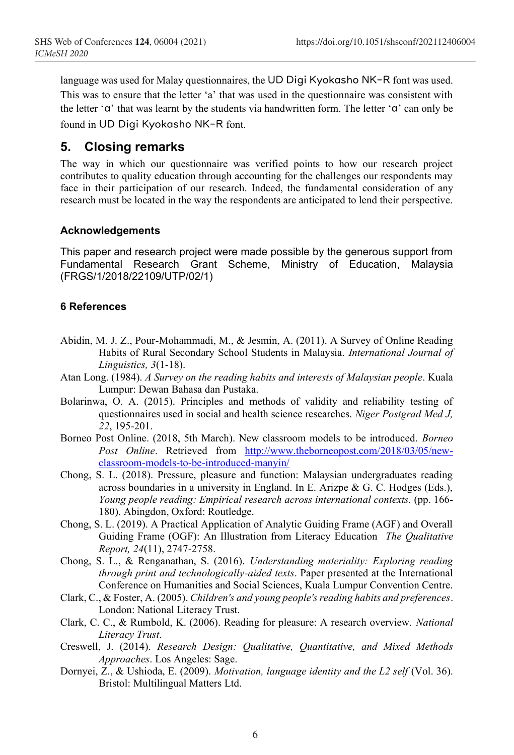language was used for Malay questionnaires, the UD Digi Kyokasho NK-R font was used. This was to ensure that the letter 'a' that was used in the questionnaire was consistent with the letter 'ɑ' that was learnt by the students via handwritten form. The letter 'ɑ' can only be found in UD Digi Kyokasho NK-R font.

## 5. Closing remarks

The way in which our questionnaire was verified points to how our research project contributes to quality education through accounting for the challenges our respondents may face in their participation of our research. Indeed, the fundamental consideration of any research must be located in the way the respondents are anticipated to lend their perspective.

### Acknowledgements

This paper and research project were made possible by the generous support from Fundamental Research Grant Scheme, Ministry of Education, Malaysia (FRGS/1/2018/22109/UTP/02/1)

## 6 References

Abidin, M. J. Z., Pour-Mohammadi, M., & Jesmin, A. (2011). A Survey of Online Reading Habits of Rural Secondary School Students in Malaysia. *International Journal of Linguistics, 3*(1-18).

Atan Long. (1984). *A Survey on the reading habits and interests of Malaysian people*. Kuala Lumpur: Dewan Bahasa dan Pustaka.

Bolarinwa, O. A. (2015). Principles and methods of validity and reliability testing of questionnaires used in social and health science researches. *Niger Postgrad Med J, 22*, 195-201.

Borneo Post Online. (2018, 5th March). New classroom models to be introduced. *Borneo Post Online*. Retrieved from http://www.theborneopost.com/2018/03/05/new-classroom-models-to-be-introduced-manyin/

Chong, S. L. (2018). Pressure, pleasure and function: Malaysian undergraduates reading across boundaries in a university in England. In E. Arizpe & G. C. Hodges (Eds.), *Young people reading: Empirical research across international contexts.* (pp. 166-180). Abingdon, Oxford: Routledge.

Chong, S. L. (2019). A Practical Application of Analytic Guiding Frame (AGF) and Overall Guiding Frame (OGF): An Illustration from Literacy Education *The Qualitative Report, 24*(11), 2747-2758.

Chong, S. L., & Renganathan, S. (2016). *Understanding materiality: Exploring reading through print and technologically-aided texts*. Paper presented at the International Conference on Humanities and Social Sciences, Kuala Lumpur Convention Centre.

Clark, C., & Foster, A. (2005). *Children's and young people's reading habits and preferences*. London: National Literacy Trust.

Clark, C. C., & Rumbold, K. (2006). Reading for pleasure: A research overview. *National Literacy Trust*.

Creswell, J. (2014). *Research Design: Qualitative, Quantitative, and Mixed Methods Approaches*. Los Angeles: Sage.

Dornyei, Z., & Ushioda, E. (2009). *Motivation, language identity and the L2 self* (Vol. 36). Bristol: Multilingual Matters Ltd.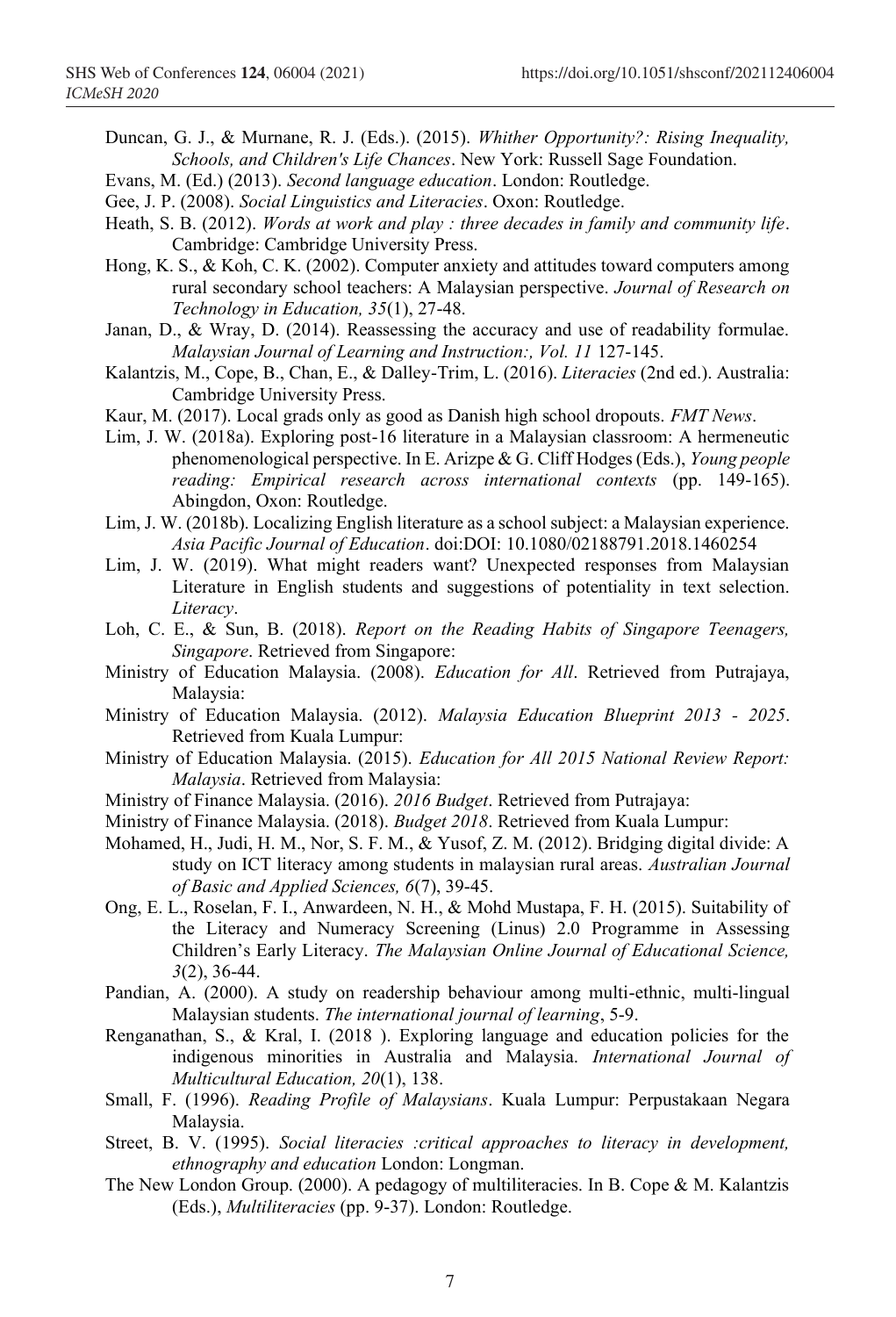Duncan, G. J., & Murnane, R. J. (Eds.). (2015). *Whither Opportunity?: Rising Inequality, Schools, and Children's Life Chances*. New York: Russell Sage Foundation.

Evans, M. (Ed.) (2013). *Second language education*. London: Routledge.

Gee, J. P. (2008). *Social Linguistics and Literacies*. Oxon: Routledge.

Heath, S. B. (2012). *Words at work and play : three decades in family and community life*. Cambridge: Cambridge University Press.

Hong, K. S., & Koh, C. K. (2002). Computer anxiety and attitudes toward computers among rural secondary school teachers: A Malaysian perspective. *Journal of Research on Technology in Education, 35*(1), 27-48.

Janan, D., & Wray, D. (2014). Reassessing the accuracy and use of readability formulae. *Malaysian Journal of Learning and Instruction:, Vol. 11* 127-145.

Kalantzis, M., Cope, B., Chan, E., & Dalley-Trim, L. (2016). *Literacies* (2nd ed.). Australia: Cambridge University Press.

Kaur, M. (2017). Local grads only as good as Danish high school dropouts. *FMT News*.

Lim, J. W. (2018a). Exploring post-16 literature in a Malaysian classroom: A hermeneutic phenomenological perspective. In E. Arizpe & G. Cliff Hodges (Eds.), *Young people reading: Empirical research across international contexts* (pp. 149-165). Abingdon, Oxon: Routledge.

Lim, J. W. (2018b). Localizing English literature as a school subject: a Malaysian experience. *Asia Pacific Journal of Education*. doi:DOI: 10.1080/02188791.2018.1460254

Lim, J. W. (2019). What might readers want? Unexpected responses from Malaysian Literature in English students and suggestions of potentiality in text selection. *Literacy*.

Loh, C. E., & Sun, B. (2018). *Report on the Reading Habits of Singapore Teenagers, Singapore*. Retrieved from Singapore:

Ministry of Education Malaysia. (2008). *Education for All*. Retrieved from Putrajaya, Malaysia:

Ministry of Education Malaysia. (2012). *Malaysia Education Blueprint 2013 - 2025*. Retrieved from Kuala Lumpur:

Ministry of Education Malaysia. (2015). *Education for All 2015 National Review Report: Malaysia*. Retrieved from Malaysia:

Ministry of Finance Malaysia. (2016). *2016 Budget*. Retrieved from Putrajaya:

Ministry of Finance Malaysia. (2018). *Budget 2018*. Retrieved from Kuala Lumpur:

Mohamed, H., Judi, H. M., Nor, S. F. M., & Yusof, Z. M. (2012). Bridging digital divide: A study on ICT literacy among students in malaysian rural areas. *Australian Journal of Basic and Applied Sciences, 6*(7), 39-45.

Ong, E. L., Roselan, F. I., Anwardeen, N. H., & Mohd Mustapa, F. H. (2015). Suitability of the Literacy and Numeracy Screening (Linus) 2.0 Programme in Assessing Children's Early Literacy. *The Malaysian Online Journal of Educational Science, 3*(2), 36-44.

Pandian, A. (2000). A study on readership behaviour among multi-ethnic, multi-lingual Malaysian students. *The international journal of learning*, 5-9.

Renganathan, S., & Kral, I. (2018 ). Exploring language and education policies for the indigenous minorities in Australia and Malaysia. *International Journal of Multicultural Education, 20*(1), 138.

Small, F. (1996). *Reading Profile of Malaysians*. Kuala Lumpur: Perpustakaan Negara Malaysia.

Street, B. V. (1995). *Social literacies :critical approaches to literacy in development, ethnography and education* London: Longman.

The New London Group. (2000). A pedagogy of multiliteracies. In B. Cope & M. Kalantzis (Eds.), *Multiliteracies* (pp. 9-37). London: Routledge.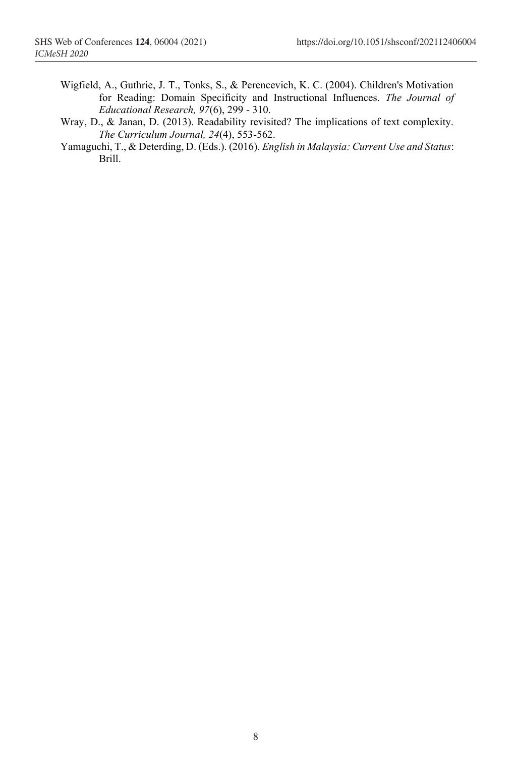Wigfield, A., Guthrie, J. T., Tonks, S., & Perencevich, K. C. (2004). Children's Motivation for Reading: Domain Specificity and Instructional Influences. *The Journal of Educational Research, 97*(6), 299 - 310.

Wray, D., & Janan, D. (2013). Readability revisited? The implications of text complexity. *The Curriculum Journal, 24*(4), 553-562.

Yamaguchi, T., & Deterding, D. (Eds.). (2016). *English in Malaysia: Current Use and Status*: Brill.